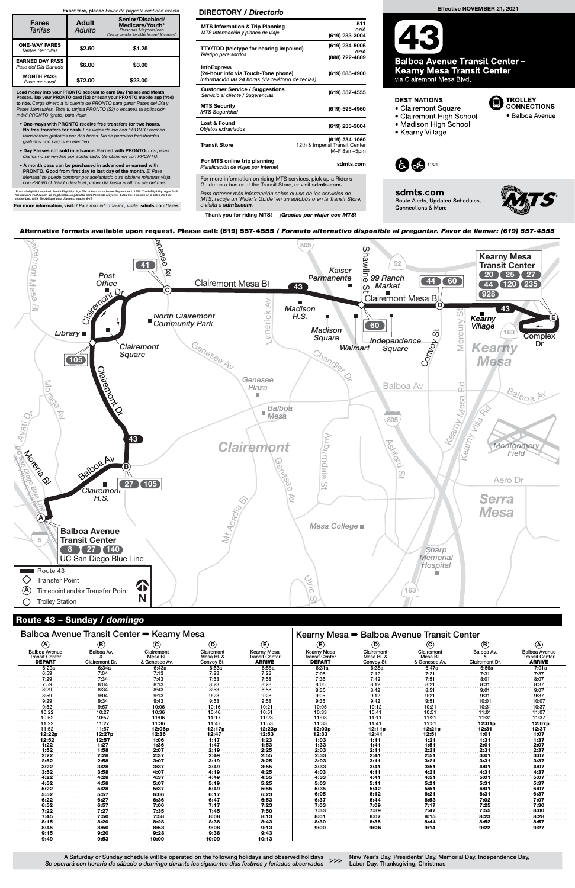**Exact fare, please** *Favor de pagar la cantidad exacta*

| Fares *Tarifas* | Adult *Adulto* | Senior/Disabled/Medicare/Youth* *Personas Mayores/con Discapacidades/Medicare/Jóvenes** |
|---|---|---|
| ONE-WAY FARES *Tarifas Sencillas* | $2.50 | $1.25 |
| EARNED DAY PASS *Pase del Día Ganado* | $6.00 | $3.00 |
| MONTH PASS *Pase mensual* | $72.00 | $23.00 |

**Load money into your PRONTO account to earn Day Passes and Month Passes. Tap your PRONTO card ($2) or scan your PRONTO mobile app (free) to ride.** *Carga dinero a tu cuenta de PRONTO para ganar Pases del Día y Pases Mensuales. Toca tu tarjeta PRONTO ($2) o escanea tu aplicación móvil PRONTO (gratis) para viajar.*

- **One-ways with PRONTO receive free transfers for two hours. No free transfers for cash.** *Los viajes de ida con PRONTO reciben transbordes gratuitos por dos horas. No se permiten transbordes gratuitos con pagos en efectivo.*
- **Day Passes not sold in advance. Earned with PRONTO.** *Los pases diarios no se venden por adelantado. Se obtienen con PRONTO.*
- **A month pass can be purchased in advance or earned with PRONTO. Good from first day to last day of the month.** *El Pase Mensual se puede comprar por adelantado o se obtiene mientras viaja con PRONTO. Válido desde el primer día hasta el último día del mes.*

*Proof of eligibility required. Senior Eligibility: Age 65+ or born on or before September 1, 1959. Youth Eligibility: Ages 6-18
*Se requiere verificación de elegibilidad. Elegibilidad para Personas Mayores: Edad 65+ o nacido en o antes del 1 de septiembre, 1959. Elegibilidad para Jóvenes: edades 6-18

**For more information, visit:** / *Para más información, visite:* **sdmts.com/fares**

## DIRECTORY / *Directorio*

| | |
|---|---|
| **MTS Information & Trip Planning** *MTS Información y planeo de viaje* | **511** *or/ó* **(619) 233-3004** |
| **TTY/TDD (teletype for hearing impaired)** *Teletipo para sordos* | **(619) 234-5005** *or/ó* **(888) 722-4889** |
| **InfoExpress (24-hour info via Touch-Tone phone)** *Información las 24 horas (via teléfono de teclas)* | **(619) 685-4900** |
| **Customer Service / Suggestions** *Servicio al cliente / Sugerencias* | **(619) 557-4555** |
| **MTS Security** *MTS Seguridad* | **(619) 595-4960** |
| **Lost & Found** *Objetos extraviados* | **(619) 233-3004** |
| **Transit Store** | **(619) 234-1060** 12th & Imperial Transit Center M–F 8am–5pm |
| **For MTS online trip planning** *Planificación de viajes por Internet* | **sdmts.com** |

For more information on riding MTS services, pick up a Rider's Guide on a bus or at the Transit Store, or visit **sdmts.com.**

*Para obtener más información sobre el uso de los servicios de MTS, recoja un 'Rider's Guide' en un autobús o en la Transit Store, o visita a* **sdmts.com.**

**Thank you for riding MTS!** ***¡Gracias por viajar con MTS!***

**Effective NOVEMBER 21, 2021**

# 43

## Balboa Avenue Transit Center – Kearny Mesa Transit Center
via Clairemont Mesa Blvd.

**DESTINATIONS**
- Clairemont Square
- Clairemont High School
- Madison High School
- Kearny Village

**TROLLEY CONNECTIONS**
- Balboa Avenue

11/21

**sdmts.com**
Route Alerts, Updated Schedules, Connections & More

**Alternative formats available upon request. Please call: (619) 557-4555 / *Formato alternativo disponible al preguntar. Favor de llamar: (619) 557-4555***

Map legend: Route 43; Transfer Point; Ⓐ Timepoint and/or Transfer Point; Trolley Station

Ⓐ Balboa Avenue Transit Center — 8, 27, 140, UC San Diego Blue Line
Ⓑ Balboa Av — 27, 105
Ⓒ Clairemont Mesa Bl & Genesee Av — 41
Ⓓ Clairemont Mesa Bl & Convoy St — 44, 60
Ⓔ Kearny Mesa Transit Center — 20, 25, 27, 44, 120, 235, 928

## Route 43 – Sunday / *domingo*

### Balboa Avenue Transit Center ➡ Kearny Mesa

| Ⓐ Balboa Avenue Transit Center DEPART | Ⓑ Balboa Av. & Clairemont Dr. | Ⓒ Clairemont Mesa Bl. & Genesee Av. | Ⓓ Clairemont Mesa Bl. & Convoy St. | Ⓔ Kearny Mesa Transit Center ARRIVE |
|---|---|---|---|---|
| 6:29a | 6:34a | 6:43a | 6:53a | 6:58a |
| 6:59 | 7:04 | 7:13 | 7:23 | 7:28 |
| 7:29 | 7:34 | 7:43 | 7:53 | 7:58 |
| 7:59 | 8:04 | 8:13 | 8:23 | 8:28 |
| 8:29 | 8:34 | 8:43 | 8:53 | 8:58 |
| 8:59 | 9:04 | 9:13 | 9:23 | 9:28 |
| 9:29 | 9:34 | 9:43 | 9:53 | 9:58 |
| 9:52 | 9:57 | 10:06 | 10:16 | 10:21 |
| 10:22 | 10:27 | 10:36 | 10:46 | 10:51 |
| 10:52 | 10:57 | 11:06 | 11:17 | 11:23 |
| 11:22 | 11:27 | 11:36 | 11:47 | 11:53 |
| 11:52 | 11:57 | **12:06p** | **12:17p** | **12:23p** |
| **12:22p** | **12:27p** | **12:36** | **12:47** | **12:53** |
| **12:52** | **12:57** | **1:06** | **1:17** | **1:23** |
| **1:22** | **1:27** | **1:36** | **1:47** | **1:53** |
| **1:52** | **1:58** | **2:07** | **2:19** | **2:25** |
| **2:22** | **2:28** | **2:37** | **2:49** | **2:55** |
| **2:52** | **2:58** | **3:07** | **3:19** | **3:25** |
| **3:22** | **3:28** | **3:37** | **3:49** | **3:55** |
| **3:52** | **3:58** | **4:07** | **4:19** | **4:25** |
| **4:22** | **4:28** | **4:37** | **4:49** | **4:55** |
| **4:52** | **4:58** | **5:07** | **5:19** | **5:25** |
| **5:22** | **5:28** | **5:37** | **5:49** | **5:55** |
| **5:52** | **5:57** | **6:06** | **6:17** | **6:23** |
| **6:22** | **6:27** | **6:36** | **6:47** | **6:53** |
| **6:52** | **6:57** | **7:06** | **7:17** | **7:23** |
| **7:22** | **7:27** | **7:35** | **7:45** | **7:50** |
| **7:45** | **7:50** | **7:58** | **8:08** | **8:13** |
| **8:15** | **8:20** | **8:28** | **8:38** | **8:43** |
| **8:45** | **8:50** | **8:58** | **9:08** | **9:13** |
| **9:15** | **9:20** | **9:28** | **9:38** | **9:43** |
| **9:49** | **9:53** | **10:00** | **10:09** | **10:13** |

### Kearny Mesa ➡ Balboa Avenue Transit Center

| Ⓔ Kearny Mesa Transit Center DEPART | Ⓓ Clairemont Mesa Bl. & Convoy St. | Ⓒ Clairemont Mesa Bl. & Genesee Av. | Ⓑ Balboa Av. & Clairemont Dr. | Ⓐ Balboa Avenue Transit Center ARRIVE |
|---|---|---|---|---|
| 6:31a | 6:38a | 6:47a | 6:56a | 7:01a |
| 7:05 | 7:12 | 7:21 | 7:31 | 7:37 |
| 7:35 | 7:42 | 7:51 | 8:01 | 8:07 |
| 8:05 | 8:12 | 8:21 | 8:31 | 8:37 |
| 8:35 | 8:42 | 8:51 | 9:01 | 9:07 |
| 9:05 | 9:12 | 9:21 | 9:31 | 9:37 |
| 9:35 | 9:42 | 9:51 | 10:01 | 10:07 |
| 10:05 | 10:12 | 10:21 | 10:31 | 10:37 |
| 10:33 | 10:41 | 10:51 | 11:01 | 11:07 |
| 11:03 | 11:11 | 11:21 | 11:31 | 11:37 |
| 11:33 | 11:41 | 11:51 | **12:01p** | **12:07p** |
| **12:03p** | **12:11p** | **12:21p** | **12:31** | **12:37** |
| **12:33** | **12:41** | **12:51** | **1:01** | **1:07** |
| **1:03** | **1:11** | **1:21** | **1:31** | **1:37** |
| **1:33** | **1:41** | **1:51** | **2:01** | **2:07** |
| **2:03** | **2:11** | **2:21** | **2:31** | **2:37** |
| **2:33** | **2:41** | **2:51** | **3:01** | **3:07** |
| **3:03** | **3:11** | **3:21** | **3:31** | **3:37** |
| **3:33** | **3:41** | **3:51** | **4:01** | **4:07** |
| **4:03** | **4:11** | **4:21** | **4:31** | **4:37** |
| **4:33** | **4:41** | **4:51** | **5:01** | **5:07** |
| **5:03** | **5:11** | **5:21** | **5:31** | **5:37** |
| **5:35** | **5:42** | **5:51** | **6:01** | **6:07** |
| **6:05** | **6:12** | **6:21** | **6:31** | **6:37** |
| **6:37** | **6:44** | **6:53** | **7:02** | **7:07** |
| **7:03** | **7:09** | **7:17** | **7:25** | **7:30** |
| **7:33** | **7:39** | **7:47** | **7:55** | **8:00** |
| **8:01** | **8:07** | **8:15** | **8:23** | **8:28** |
| **8:30** | **8:36** | **8:44** | **8:52** | **8:57** |
| **9:00** | **9:06** | **9:14** | **9:22** | **9:27** |

A Saturday or Sunday schedule will be operated on the following holidays and observed holidays >>> New Year's Day, Presidents' Day, Memorial Day, Independence Day, Labor Day, Thanksgiving, Christmas

*Se operará con horario de sábado o domingo durante los siguientes días festivos y feriados observados*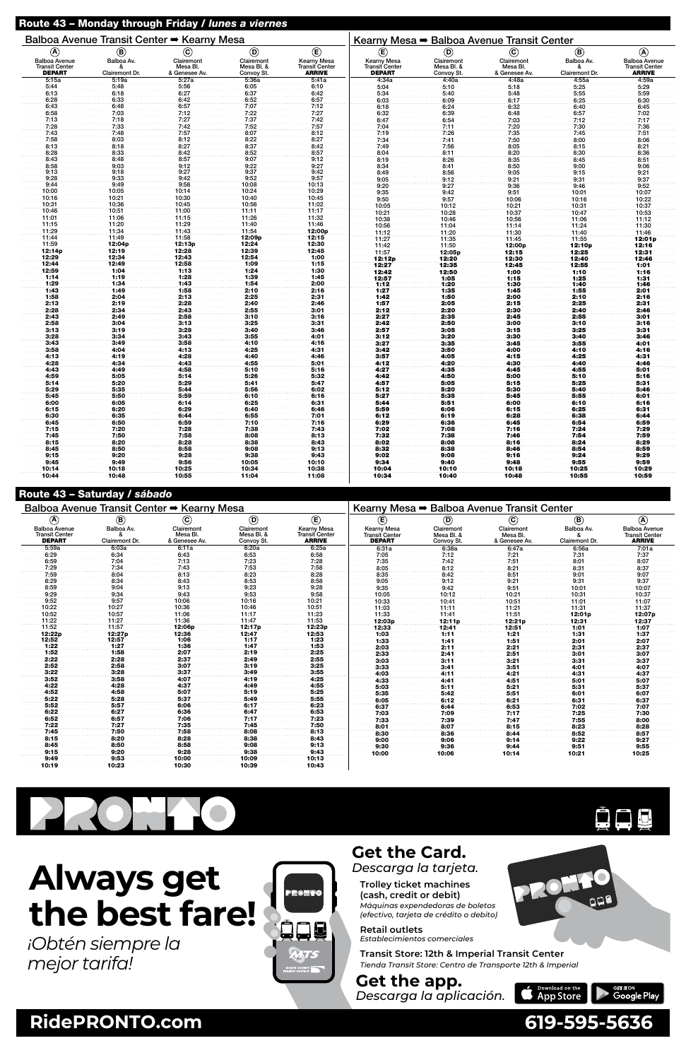## Route 43 – Monday through Friday / *lunes a viernes*

### Balboa Avenue Transit Center ➡ Kearny Mesa

| Ⓐ Balboa Avenue Transit Center DEPART | Ⓑ Balboa Av. & Clairemont Dr. | Ⓒ Clairemont Mesa Bl. & Genesee Av. | Ⓓ Clairemont Mesa Bl. & Convoy St. | Ⓔ Kearny Mesa Transit Center ARRIVE |
|---|---|---|---|---|
| 5:15a | 5:19a | 5:27a | 5:36a | 5:41a |
| 5:44 | 5:48 | 5:56 | 6:05 | 6:10 |
| 6:13 | 6:18 | 6:27 | 6:37 | 6:42 |
| 6:28 | 6:33 | 6:42 | 6:52 | 6:57 |
| 6:43 | 6:48 | 6:57 | 7:07 | 7:12 |
| 6:58 | 7:03 | 7:12 | 7:22 | 7:27 |
| 7:13 | 7:18 | 7:27 | 7:37 | 7:42 |
| 7:28 | 7:33 | 7:42 | 7:52 | 7:57 |
| 7:43 | 7:48 | 7:57 | 8:07 | 8:12 |
| 7:58 | 8:03 | 8:12 | 8:22 | 8:27 |
| 8:13 | 8:18 | 8:27 | 8:37 | 8:42 |
| 8:28 | 8:33 | 8:42 | 8:52 | 8:57 |
| 8:43 | 8:48 | 8:57 | 9:07 | 9:12 |
| 8:58 | 9:03 | 9:12 | 9:22 | 9:27 |
| 9:13 | 9:18 | 9:27 | 9:37 | 9:42 |
| 9:28 | 9:33 | 9:42 | 9:52 | 9:57 |
| 9:44 | 9:49 | 9:58 | 10:08 | 10:13 |
| 10:00 | 10:05 | 10:14 | 10:24 | 10:29 |
| 10:16 | 10:21 | 10:30 | 10:40 | 10:45 |
| 10:31 | 10:36 | 10:45 | 10:56 | 11:02 |
| 10:46 | 10:51 | 11:00 | 11:11 | 11:17 |
| 11:01 | 11:06 | 11:15 | 11:26 | 11:32 |
| 11:15 | 11:20 | 11:29 | 11:40 | 11:46 |
| 11:29 | 11:34 | 11:43 | 11:54 | **12:00p** |
| 11:44 | 11:49 | 11:58 | **12:09p** | **12:15** |
| 11:59 | **12:04p** | **12:13p** | **12:24** | **12:30** |
| **12:14p** | **12:19** | **12:28** | **12:39** | **12:45** |
| **12:29** | **12:34** | **12:43** | **12:54** | **1:00** |
| **12:44** | **12:49** | **12:58** | **1:09** | **1:15** |
| **12:59** | **1:04** | **1:13** | **1:24** | **1:30** |
| **1:14** | **1:19** | **1:28** | **1:39** | **1:45** |
| **1:29** | **1:34** | **1:43** | **1:54** | **2:00** |
| **1:43** | **1:49** | **1:58** | **2:10** | **2:16** |
| **1:58** | **2:04** | **2:13** | **2:25** | **2:31** |
| **2:13** | **2:19** | **2:28** | **2:40** | **2:46** |
| **2:28** | **2:34** | **2:43** | **2:55** | **3:01** |
| **2:43** | **2:49** | **2:58** | **3:10** | **3:16** |
| **2:58** | **3:04** | **3:13** | **3:25** | **3:31** |
| **3:13** | **3:19** | **3:28** | **3:40** | **3:46** |
| **3:28** | **3:34** | **3:43** | **3:55** | **4:01** |
| **3:43** | **3:49** | **3:58** | **4:10** | **4:16** |
| **3:58** | **4:04** | **4:13** | **4:25** | **4:31** |
| **4:13** | **4:19** | **4:28** | **4:40** | **4:46** |
| **4:28** | **4:34** | **4:43** | **4:55** | **5:01** |
| **4:43** | **4:49** | **4:58** | **5:10** | **5:16** |
| **4:59** | **5:05** | **5:14** | **5:26** | **5:32** |
| **5:14** | **5:20** | **5:29** | **5:41** | **5:47** |
| **5:29** | **5:35** | **5:44** | **5:56** | **6:02** |
| **5:45** | **5:50** | **5:59** | **6:10** | **6:16** |
| **6:00** | **6:05** | **6:14** | **6:25** | **6:31** |
| **6:15** | **6:20** | **6:29** | **6:40** | **6:46** |
| **6:30** | **6:35** | **6:44** | **6:55** | **7:01** |
| **6:45** | **6:50** | **6:59** | **7:10** | **7:16** |
| **7:15** | **7:20** | **7:28** | **7:38** | **7:43** |
| **7:45** | **7:50** | **7:58** | **8:08** | **8:13** |
| **8:15** | **8:20** | **8:28** | **8:38** | **8:43** |
| **8:45** | **8:50** | **8:58** | **9:08** | **9:13** |
| **9:15** | **9:20** | **9:28** | **9:38** | **9:43** |
| **9:45** | **9:49** | **9:56** | **10:05** | **10:10** |
| **10:14** | **10:18** | **10:25** | **10:34** | **10:38** |
| **10:44** | **10:48** | **10:55** | **11:04** | **11:08** |

### Kearny Mesa ➡ Balboa Avenue Transit Center

| Ⓔ Kearny Mesa Transit Center DEPART | Ⓓ Clairemont Mesa Bl. & Convoy St. | Ⓒ Clairemont Mesa Bl. & Genesee Av. | Ⓑ Balboa Av. & Clairemont Dr. | Ⓐ Balboa Avenue Transit Center ARRIVE |
|---|---|---|---|---|
| 4:34a | 4:40a | 4:48a | 4:55a | 4:59a |
| 5:04 | 5:10 | 5:18 | 5:25 | 5:29 |
| 5:34 | 5:40 | 5:48 | 5:55 | 5:59 |
| 6:03 | 6:09 | 6:17 | 6:25 | 6:30 |
| 6:18 | 6:24 | 6:32 | 6:40 | 6:45 |
| 6:32 | 6:39 | 6:48 | 6:57 | 7:02 |
| 6:47 | 6:54 | 7:03 | 7:12 | 7:17 |
| 7:04 | 7:11 | 7:20 | 7:30 | 7:36 |
| 7:19 | 7:26 | 7:35 | 7:45 | 7:51 |
| 7:34 | 7:41 | 7:50 | 8:00 | 8:06 |
| 7:49 | 7:56 | 8:05 | 8:15 | 8:21 |
| 8:04 | 8:11 | 8:20 | 8:30 | 8:36 |
| 8:19 | 8:26 | 8:35 | 8:45 | 8:51 |
| 8:34 | 8:41 | 8:50 | 9:00 | 9:06 |
| 8:49 | 8:56 | 9:05 | 9:15 | 9:21 |
| 9:05 | 9:12 | 9:21 | 9:31 | 9:37 |
| 9:20 | 9:27 | 9:36 | 9:46 | 9:52 |
| 9:35 | 9:42 | 9:51 | 10:01 | 10:07 |
| 9:50 | 9:57 | 10:06 | 10:16 | 10:22 |
| 10:05 | 10:12 | 10:21 | 10:31 | 10:37 |
| 10:21 | 10:28 | 10:37 | 10:47 | 10:53 |
| 10:38 | 10:46 | 10:56 | 11:06 | 11:12 |
| 10:56 | 11:04 | 11:14 | 11:24 | 11:30 |
| 11:12 | 11:20 | 11:30 | 11:40 | 11:46 |
| 11:27 | 11:35 | 11:45 | 11:55 | **12:01p** |
| 11:42 | 11:50 | **12:00p** | **12:10p** | **12:16** |
| 11:57 | **12:05p** | **12:15** | **12:25** | **12:31** |
| **12:12p** | **12:20** | **12:30** | **12:40** | **12:46** |
| **12:27** | **12:35** | **12:45** | **12:55** | **1:01** |
| **12:42** | **12:50** | **1:00** | **1:10** | **1:16** |
| **12:57** | **1:05** | **1:15** | **1:25** | **1:31** |
| **1:12** | **1:20** | **1:30** | **1:40** | **1:46** |
| **1:27** | **1:35** | **1:45** | **1:55** | **2:01** |
| **1:42** | **1:50** | **2:00** | **2:10** | **2:16** |
| **1:57** | **2:05** | **2:15** | **2:25** | **2:31** |
| **2:12** | **2:20** | **2:30** | **2:40** | **2:46** |
| **2:27** | **2:35** | **2:45** | **2:55** | **3:01** |
| **2:42** | **2:50** | **3:00** | **3:10** | **3:16** |
| **2:57** | **3:05** | **3:15** | **3:25** | **3:31** |
| **3:12** | **3:20** | **3:30** | **3:40** | **3:46** |
| **3:27** | **3:35** | **3:45** | **3:55** | **4:01** |
| **3:42** | **3:50** | **4:00** | **4:10** | **4:16** |
| **3:57** | **4:05** | **4:15** | **4:25** | **4:31** |
| **4:12** | **4:20** | **4:30** | **4:40** | **4:46** |
| **4:27** | **4:35** | **4:45** | **4:55** | **5:01** |
| **4:42** | **4:50** | **5:00** | **5:10** | **5:16** |
| **4:57** | **5:05** | **5:15** | **5:25** | **5:31** |
| **5:12** | **5:20** | **5:30** | **5:40** | **5:46** |
| **5:27** | **5:35** | **5:45** | **5:55** | **6:01** |
| **5:44** | **5:51** | **6:00** | **6:10** | **6:16** |
| **5:59** | **6:06** | **6:15** | **6:25** | **6:31** |
| **6:12** | **6:19** | **6:28** | **6:38** | **6:44** |
| **6:29** | **6:36** | **6:45** | **6:54** | **6:59** |
| **7:02** | **7:08** | **7:16** | **7:24** | **7:29** |
| **7:32** | **7:38** | **7:46** | **7:54** | **7:59** |
| **8:02** | **8:08** | **8:16** | **8:24** | **8:29** |
| **8:32** | **8:38** | **8:46** | **8:54** | **8:59** |
| **9:02** | **9:08** | **9:16** | **9:24** | **9:29** |
| **9:34** | **9:40** | **9:48** | **9:55** | **9:59** |
| **10:04** | **10:10** | **10:18** | **10:25** | **10:29** |
| **10:34** | **10:40** | **10:48** | **10:55** | **10:59** |

## Route 43 – Saturday / *sábado*

### Balboa Avenue Transit Center ➡ Kearny Mesa

| Ⓐ Balboa Avenue Transit Center DEPART | Ⓑ Balboa Av. & Clairemont Dr. | Ⓒ Clairemont Mesa Bl. & Genesee Av. | Ⓓ Clairemont Mesa Bl. & Convoy St. | Ⓔ Kearny Mesa Transit Center ARRIVE |
|---|---|---|---|---|
| 5:59a | 6:03a | 6:11a | 6:20a | 6:25a |
| 6:29 | 6:34 | 6:43 | 6:53 | 6:58 |
| 6:59 | 7:04 | 7:13 | 7:23 | 7:28 |
| 7:29 | 7:34 | 7:43 | 7:53 | 7:58 |
| 7:59 | 8:04 | 8:13 | 8:23 | 8:28 |
| 8:29 | 8:34 | 8:43 | 8:53 | 8:58 |
| 8:59 | 9:04 | 9:13 | 9:23 | 9:28 |
| 9:29 | 9:34 | 9:43 | 9:53 | 9:58 |
| 9:52 | 9:57 | 10:06 | 10:16 | 10:21 |
| 10:22 | 10:27 | 10:36 | 10:46 | 10:51 |
| 10:52 | 10:57 | 11:06 | 11:17 | 11:23 |
| 11:22 | 11:27 | 11:36 | 11:47 | 11:53 |
| 11:52 | 11:57 | **12:06p** | **12:17p** | **12:23p** |
| **12:22p** | **12:27p** | **12:36** | **12:47** | **12:53** |
| **12:52** | **12:57** | **1:06** | **1:17** | **1:23** |
| **1:22** | **1:27** | **1:36** | **1:47** | **1:53** |
| **1:52** | **1:58** | **2:07** | **2:19** | **2:25** |
| **2:22** | **2:28** | **2:37** | **2:49** | **2:55** |
| **2:52** | **2:58** | **3:07** | **3:19** | **3:25** |
| **3:22** | **3:28** | **3:37** | **3:49** | **3:55** |
| **3:52** | **3:58** | **4:07** | **4:19** | **4:25** |
| **4:22** | **4:28** | **4:37** | **4:49** | **4:55** |
| **4:52** | **4:58** | **5:07** | **5:19** | **5:25** |
| **5:22** | **5:28** | **5:37** | **5:49** | **5:55** |
| **5:52** | **5:57** | **6:06** | **6:17** | **6:23** |
| **6:22** | **6:27** | **6:36** | **6:47** | **6:53** |
| **6:52** | **6:57** | **7:06** | **7:17** | **7:23** |
| **7:22** | **7:27** | **7:35** | **7:45** | **7:50** |
| **7:45** | **7:50** | **7:58** | **8:08** | **8:13** |
| **8:15** | **8:20** | **8:28** | **8:38** | **8:43** |
| **8:45** | **8:50** | **8:58** | **9:08** | **9:13** |
| **9:15** | **9:20** | **9:28** | **9:38** | **9:43** |
| **9:49** | **9:53** | **10:00** | **10:09** | **10:13** |
| **10:19** | **10:23** | **10:30** | **10:39** | **10:43** |

### Kearny Mesa ➡ Balboa Avenue Transit Center

| Ⓔ Kearny Mesa Transit Center DEPART | Ⓓ Clairemont Mesa Bl. & Convoy St. | Ⓒ Clairemont Mesa Bl. & Genesee Av. | Ⓑ Balboa Av. & Clairemont Dr. | Ⓐ Balboa Avenue Transit Center ARRIVE |
|---|---|---|---|---|
| 6:31a | 6:38a | 6:47a | 6:56a | 7:01a |
| 7:05 | 7:12 | 7:21 | 7:31 | 7:37 |
| 7:35 | 7:42 | 7:51 | 8:01 | 8:07 |
| 8:05 | 8:12 | 8:21 | 8:31 | 8:37 |
| 8:35 | 8:42 | 8:51 | 9:01 | 9:07 |
| 9:05 | 9:12 | 9:21 | 9:31 | 9:37 |
| 9:35 | 9:42 | 9:51 | 10:01 | 10:07 |
| 10:05 | 10:12 | 10:21 | 10:31 | 10:37 |
| 10:33 | 10:41 | 10:51 | 11:01 | 11:07 |
| 11:03 | 11:11 | 11:21 | 11:31 | 11:37 |
| 11:33 | 11:41 | 11:51 | **12:01p** | **12:07p** |
| **12:03p** | **12:11p** | **12:21p** | **12:31** | **12:37** |
| **12:33** | **12:41** | **12:51** | **1:01** | **1:07** |
| **1:03** | **1:11** | **1:21** | **1:31** | **1:37** |
| **1:33** | **1:41** | **1:51** | **2:01** | **2:07** |
| **2:03** | **2:11** | **2:21** | **2:31** | **2:37** |
| **2:33** | **2:41** | **2:51** | **3:01** | **3:07** |
| **3:03** | **3:11** | **3:21** | **3:31** | **3:37** |
| **3:33** | **3:41** | **3:51** | **4:01** | **4:07** |
| **4:03** | **4:11** | **4:21** | **4:31** | **4:37** |
| **4:33** | **4:41** | **4:51** | **5:01** | **5:07** |
| **5:03** | **5:11** | **5:21** | **5:31** | **5:37** |
| **5:35** | **5:42** | **5:51** | **6:01** | **6:07** |
| **6:05** | **6:12** | **6:21** | **6:31** | **6:37** |
| **6:37** | **6:44** | **6:53** | **7:02** | **7:07** |
| **7:03** | **7:09** | **7:17** | **7:25** | **7:30** |
| **7:33** | **7:39** | **7:47** | **7:55** | **8:00** |
| **8:01** | **8:07** | **8:15** | **8:23** | **8:28** |
| **8:30** | **8:36** | **8:44** | **8:52** | **8:57** |
| **9:00** | **9:06** | **9:14** | **9:22** | **9:27** |
| **9:30** | **9:36** | **9:44** | **9:51** | **9:55** |
| **10:00** | **10:06** | **10:14** | **10:21** | **10:25** |

# PRONTO

# Always get the best fare!

*¡Obtén siempre la mejor tarifa!*

## Get the Card.

*Descarga la tarjeta.*

**Trolley ticket machines (cash, credit or debit)**
*Máquinas expendedoras de boletos (efectivo, tarjeta de crédito o debito)*

**Retail outlets**
*Establecimientos comerciales*

**Transit Store: 12th & Imperial Transit Center**
*Tienda Transit Store: Centro de Transporte 12th & Imperial*

## Get the app.

*Descarga la aplicación.*

Download on the App Store | GET IT ON Google Play

**RidePRONTO.com**

**619-595-5636**